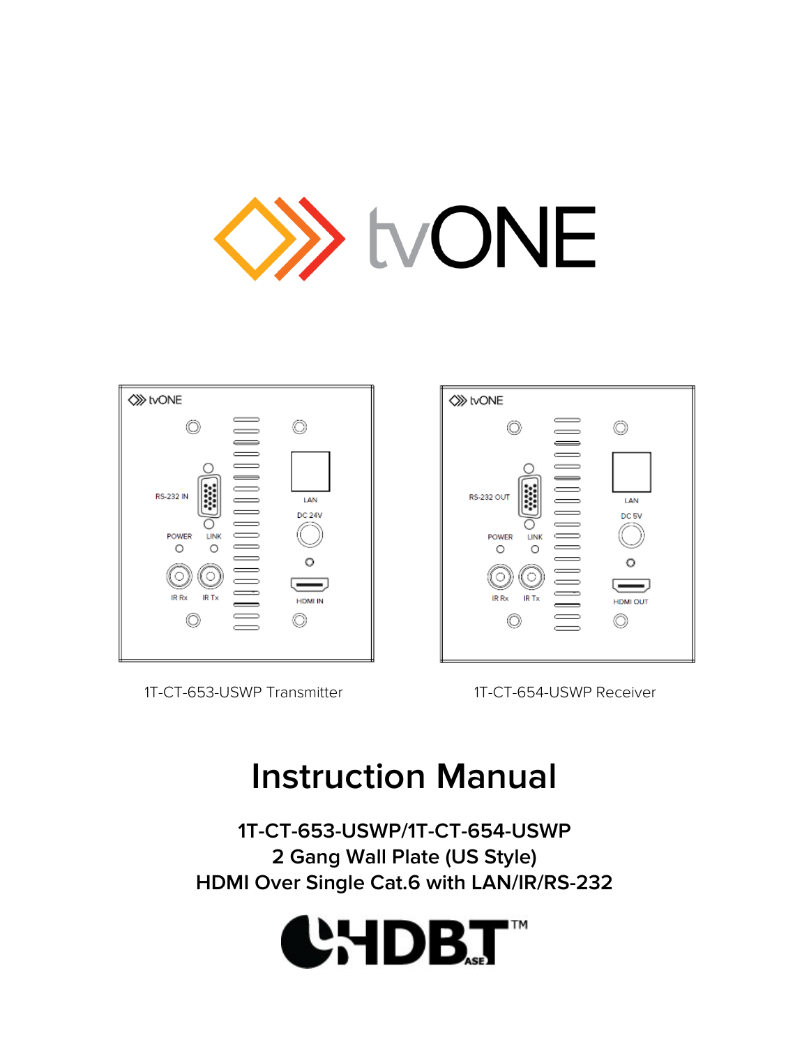1T-CT-653-USWP Transmitter

1T-CT-654-USWP Receiver

# Instruction Manual

## 1T-CT-653-USWP/1T-CT-654-USWP
## 2 Gang Wall Plate (US Style)
## HDMI Over Single Cat.6 with LAN/IR/RS-232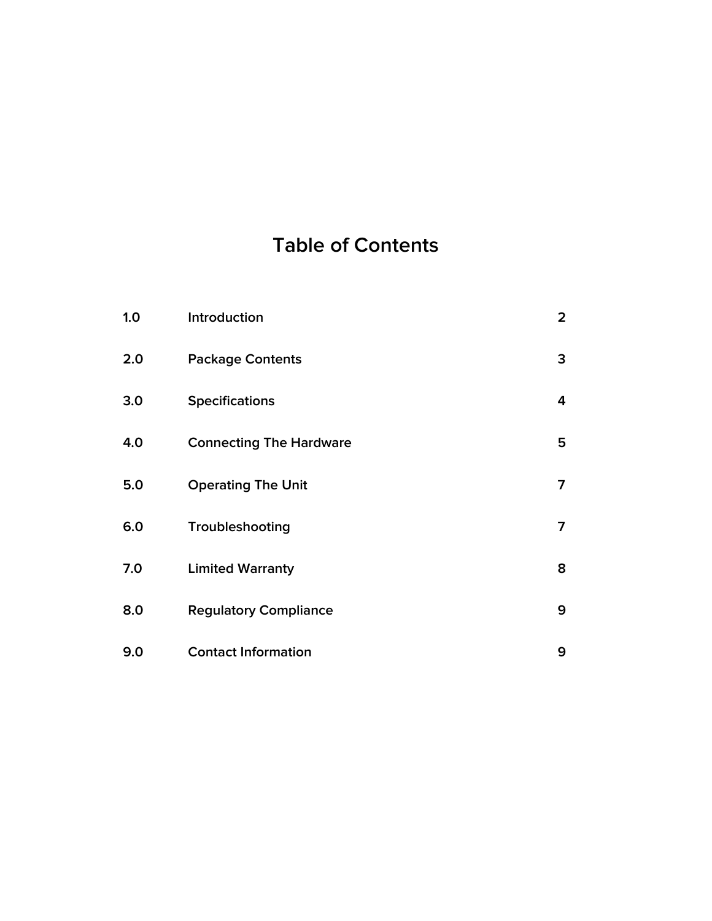# Table of Contents

| | | |
|---|---|---|
| 1.0 | Introduction | 2 |
| 2.0 | Package Contents | 3 |
| 3.0 | Specifications | 4 |
| 4.0 | Connecting The Hardware | 5 |
| 5.0 | Operating The Unit | 7 |
| 6.0 | Troubleshooting | 7 |
| 7.0 | Limited Warranty | 8 |
| 8.0 | Regulatory Compliance | 9 |
| 9.0 | Contact Information | 9 |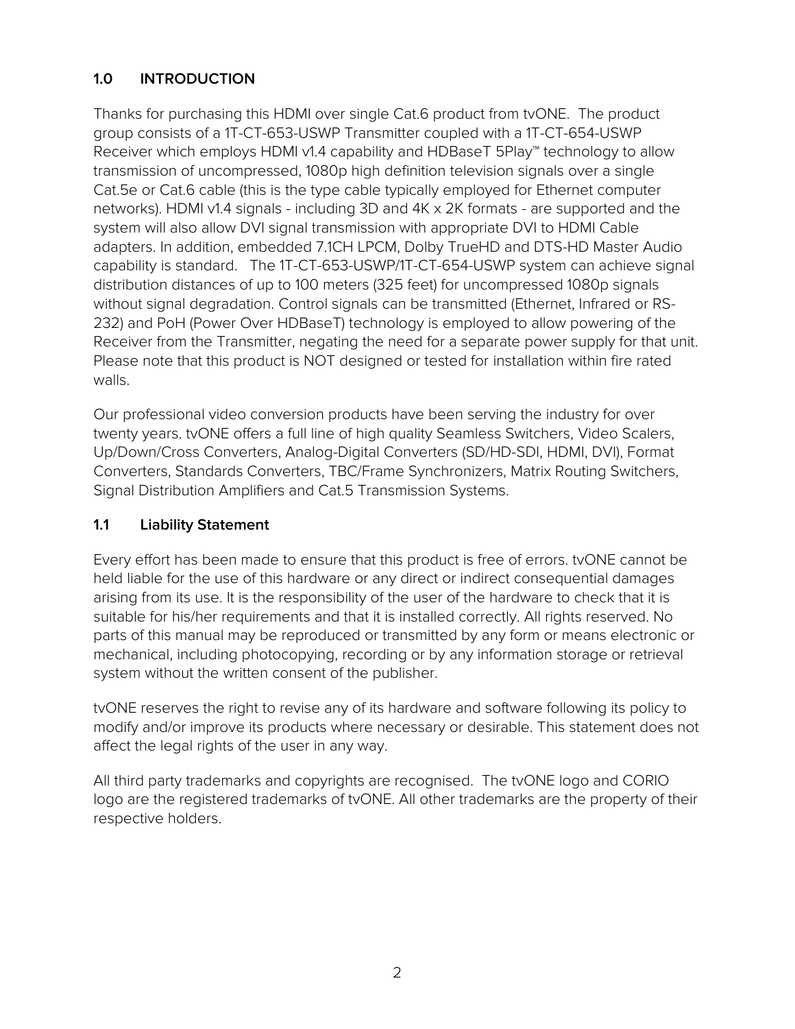## 1.0 INTRODUCTION

Thanks for purchasing this HDMI over single Cat.6 product from tvONE. The product group consists of a 1T-CT-653-USWP Transmitter coupled with a 1T-CT-654-USWP Receiver which employs HDMI v1.4 capability and HDBaseT 5Play™ technology to allow transmission of uncompressed, 1080p high definition television signals over a single Cat.5e or Cat.6 cable (this is the type cable typically employed for Ethernet computer networks). HDMI v1.4 signals - including 3D and 4K x 2K formats - are supported and the system will also allow DVI signal transmission with appropriate DVI to HDMI Cable adapters. In addition, embedded 7.1CH LPCM, Dolby TrueHD and DTS-HD Master Audio capability is standard. The 1T-CT-653-USWP/1T-CT-654-USWP system can achieve signal distribution distances of up to 100 meters (325 feet) for uncompressed 1080p signals without signal degradation. Control signals can be transmitted (Ethernet, Infrared or RS-232) and PoH (Power Over HDBaseT) technology is employed to allow powering of the Receiver from the Transmitter, negating the need for a separate power supply for that unit. Please note that this product is NOT designed or tested for installation within fire rated walls.

Our professional video conversion products have been serving the industry for over twenty years. tvONE offers a full line of high quality Seamless Switchers, Video Scalers, Up/Down/Cross Converters, Analog-Digital Converters (SD/HD-SDI, HDMI, DVI), Format Converters, Standards Converters, TBC/Frame Synchronizers, Matrix Routing Switchers, Signal Distribution Amplifiers and Cat.5 Transmission Systems.

### 1.1 Liability Statement

Every effort has been made to ensure that this product is free of errors. tvONE cannot be held liable for the use of this hardware or any direct or indirect consequential damages arising from its use. It is the responsibility of the user of the hardware to check that it is suitable for his/her requirements and that it is installed correctly. All rights reserved. No parts of this manual may be reproduced or transmitted by any form or means electronic or mechanical, including photocopying, recording or by any information storage or retrieval system without the written consent of the publisher.

tvONE reserves the right to revise any of its hardware and software following its policy to modify and/or improve its products where necessary or desirable. This statement does not affect the legal rights of the user in any way.

All third party trademarks and copyrights are recognised. The tvONE logo and CORIO logo are the registered trademarks of tvONE. All other trademarks are the property of their respective holders.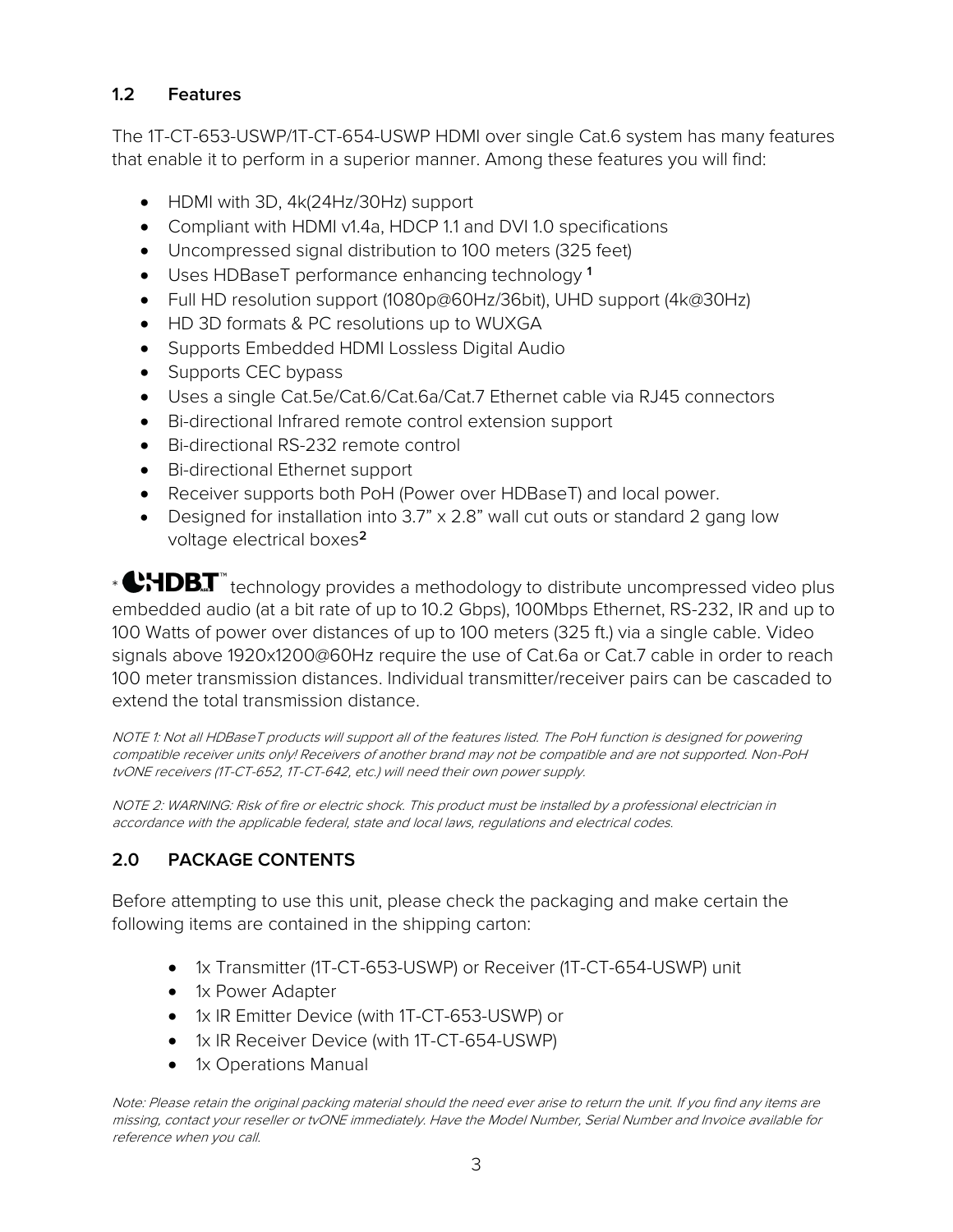### 1.2 Features

The 1T-CT-653-USWP/1T-CT-654-USWP HDMI over single Cat.6 system has many features that enable it to perform in a superior manner. Among these features you will find:

- HDMI with 3D, 4k(24Hz/30Hz) support
- Compliant with HDMI v1.4a, HDCP 1.1 and DVI 1.0 specifications
- Uncompressed signal distribution to 100 meters (325 feet)
- Uses HDBaseT performance enhancing technology [1]
- Full HD resolution support (1080p@60Hz/36bit), UHD support (4k@30Hz)
- HD 3D formats & PC resolutions up to WUXGA
- Supports Embedded HDMI Lossless Digital Audio
- Supports CEC bypass
- Uses a single Cat.5e/Cat.6/Cat.6a/Cat.7 Ethernet cable via RJ45 connectors
- Bi-directional Infrared remote control extension support
- Bi-directional RS-232 remote control
- Bi-directional Ethernet support
- Receiver supports both PoH (Power over HDBaseT) and local power.
- Designed for installation into 3.7" x 2.8" wall cut outs or standard 2 gang low voltage electrical boxes[2]

* HDBT™ technology provides a methodology to distribute uncompressed video plus embedded audio (at a bit rate of up to 10.2 Gbps), 100Mbps Ethernet, RS-232, IR and up to 100 Watts of power over distances of up to 100 meters (325 ft.) via a single cable. Video signals above 1920x1200@60Hz require the use of Cat.6a or Cat.7 cable in order to reach 100 meter transmission distances. Individual transmitter/receiver pairs can be cascaded to extend the total transmission distance.

*NOTE 1: Not all HDBaseT products will support all of the features listed. The PoH function is designed for powering compatible receiver units only! Receivers of another brand may not be compatible and are not supported. Non-PoH tvONE receivers (1T-CT-652, 1T-CT-642, etc.) will need their own power supply.*

*NOTE 2: WARNING: Risk of fire or electric shock. This product must be installed by a professional electrician in accordance with the applicable federal, state and local laws, regulations and electrical codes.*

## 2.0 PACKAGE CONTENTS

Before attempting to use this unit, please check the packaging and make certain the following items are contained in the shipping carton:

- 1x Transmitter (1T-CT-653-USWP) or Receiver (1T-CT-654-USWP) unit
- 1x Power Adapter
- 1x IR Emitter Device (with 1T-CT-653-USWP) or
- 1x IR Receiver Device (with 1T-CT-654-USWP)
- 1x Operations Manual

*Note: Please retain the original packing material should the need ever arise to return the unit. If you find any items are missing, contact your reseller or tvONE immediately. Have the Model Number, Serial Number and Invoice available for reference when you call.*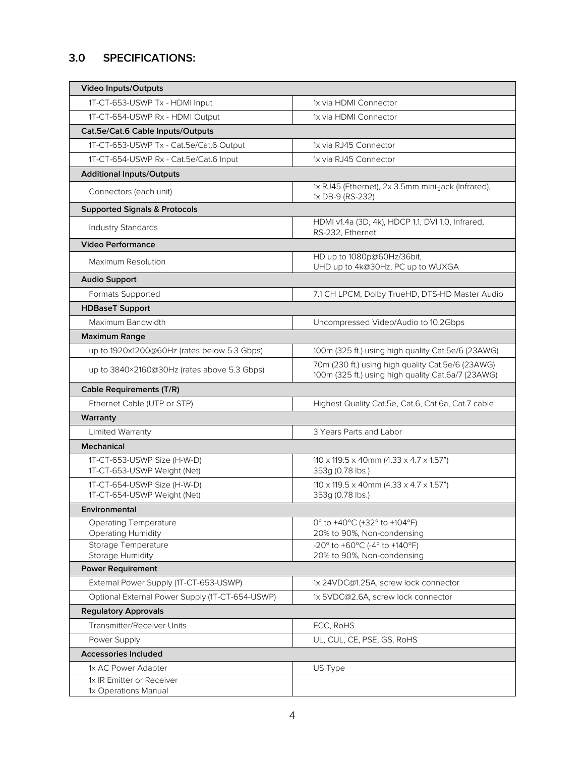## 3.0 SPECIFICATIONS:

| **Video Inputs/Outputs** | |
|---|---|
| 1T-CT-653-USWP Tx - HDMI Input | 1x via HDMI Connector |
| 1T-CT-654-USWP Rx - HDMI Output | 1x via HDMI Connector |
| **Cat.5e/Cat.6 Cable Inputs/Outputs** | |
| 1T-CT-653-USWP Tx - Cat.5e/Cat.6 Output | 1x via RJ45 Connector |
| 1T-CT-654-USWP Rx - Cat.5e/Cat.6 Input | 1x via RJ45 Connector |
| **Additional Inputs/Outputs** | |
| Connectors (each unit) | 1x RJ45 (Ethernet), 2x 3.5mm mini-jack (Infrared), 1x DB-9 (RS-232) |
| **Supported Signals & Protocols** | |
| Industry Standards | HDMI v1.4a (3D, 4k), HDCP 1.1, DVI 1.0, Infrared, RS-232, Ethernet |
| **Video Performance** | |
| Maximum Resolution | HD up to 1080p@60Hz/36bit, UHD up to 4k@30Hz, PC up to WUXGA |
| **Audio Support** | |
| Formats Supported | 7.1 CH LPCM, Dolby TrueHD, DTS-HD Master Audio |
| **HDBaseT Support** | |
| Maximum Bandwidth | Uncompressed Video/Audio to 10.2Gbps |
| **Maximum Range** | |
| up to 1920x1200@60Hz (rates below 5.3 Gbps) | 100m (325 ft.) using high quality Cat.5e/6 (23AWG) |
| up to 3840×2160@30Hz (rates above 5.3 Gbps) | 70m (230 ft.) using high quality Cat.5e/6 (23AWG)<br>100m (325 ft.) using high quality Cat.6a/7 (23AWG) |
| **Cable Requirements (T/R)** | |
| Ethernet Cable (UTP or STP) | Highest Quality Cat.5e, Cat.6, Cat.6a, Cat.7 cable |
| **Warranty** | |
| Limited Warranty | 3 Years Parts and Labor |
| **Mechanical** | |
| 1T-CT-653-USWP Size (H-W-D)<br>1T-CT-653-USWP Weight (Net) | 110 x 119.5 x 40mm (4.33 x 4.7 x 1.57")<br>353g (0.78 lbs.) |
| 1T-CT-654-USWP Size (H-W-D)<br>1T-CT-654-USWP Weight (Net) | 110 x 119.5 x 40mm (4.33 x 4.7 x 1.57")<br>353g (0.78 lbs.) |
| **Environmental** | |
| Operating Temperature<br>Operating Humidity | 0° to +40°C (+32° to +104°F)<br>20% to 90%, Non-condensing |
| Storage Temperature<br>Storage Humidity | -20° to +60°C (-4° to +140°F)<br>20% to 90%, Non-condensing |
| **Power Requirement** | |
| External Power Supply (1T-CT-653-USWP) | 1x 24VDC@1.25A, screw lock connector |
| Optional External Power Supply (1T-CT-654-USWP) | 1x 5VDC@2.6A, screw lock connector |
| **Regulatory Approvals** | |
| Transmitter/Receiver Units | FCC, RoHS |
| Power Supply | UL, CUL, CE, PSE, GS, RoHS |
| **Accessories Included** | |
| 1x AC Power Adapter | US Type |
| 1x IR Emitter or Receiver<br>1x Operations Manual | |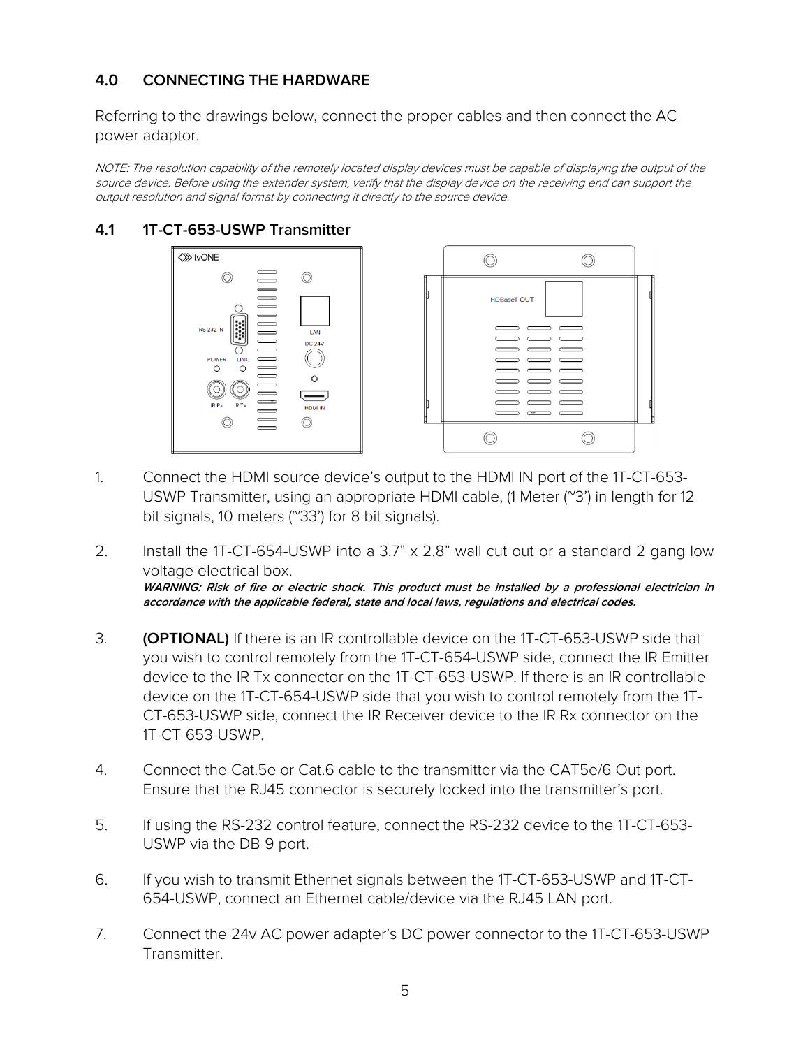## 4.0 CONNECTING THE HARDWARE

Referring to the drawings below, connect the proper cables and then connect the AC power adaptor.

*NOTE: The resolution capability of the remotely located display devices must be capable of displaying the output of the source device. Before using the extender system, verify that the display device on the receiving end can support the output resolution and signal format by connecting it directly to the source device.*

### 4.1 1T-CT-653-USWP Transmitter

1. Connect the HDMI source device's output to the HDMI IN port of the 1T-CT-653-USWP Transmitter, using an appropriate HDMI cable, (1 Meter (~3') in length for 12 bit signals, 10 meters (~33') for 8 bit signals).

2. Install the 1T-CT-654-USWP into a 3.7" x 2.8" wall cut out or a standard 2 gang low voltage electrical box.
   ***WARNING: Risk of fire or electric shock. This product must be installed by a professional electrician in accordance with the applicable federal, state and local laws, regulations and electrical codes.***

3. **(OPTIONAL)** If there is an IR controllable device on the 1T-CT-653-USWP side that you wish to control remotely from the 1T-CT-654-USWP side, connect the IR Emitter device to the IR Tx connector on the 1T-CT-653-USWP. If there is an IR controllable device on the 1T-CT-654-USWP side that you wish to control remotely from the 1T-CT-653-USWP side, connect the IR Receiver device to the IR Rx connector on the 1T-CT-653-USWP.

4. Connect the Cat.5e or Cat.6 cable to the transmitter via the CAT5e/6 Out port. Ensure that the RJ45 connector is securely locked into the transmitter's port.

5. If using the RS-232 control feature, connect the RS-232 device to the 1T-CT-653-USWP via the DB-9 port.

6. If you wish to transmit Ethernet signals between the 1T-CT-653-USWP and 1T-CT-654-USWP, connect an Ethernet cable/device via the RJ45 LAN port.

7. Connect the 24v AC power adapter's DC power connector to the 1T-CT-653-USWP Transmitter.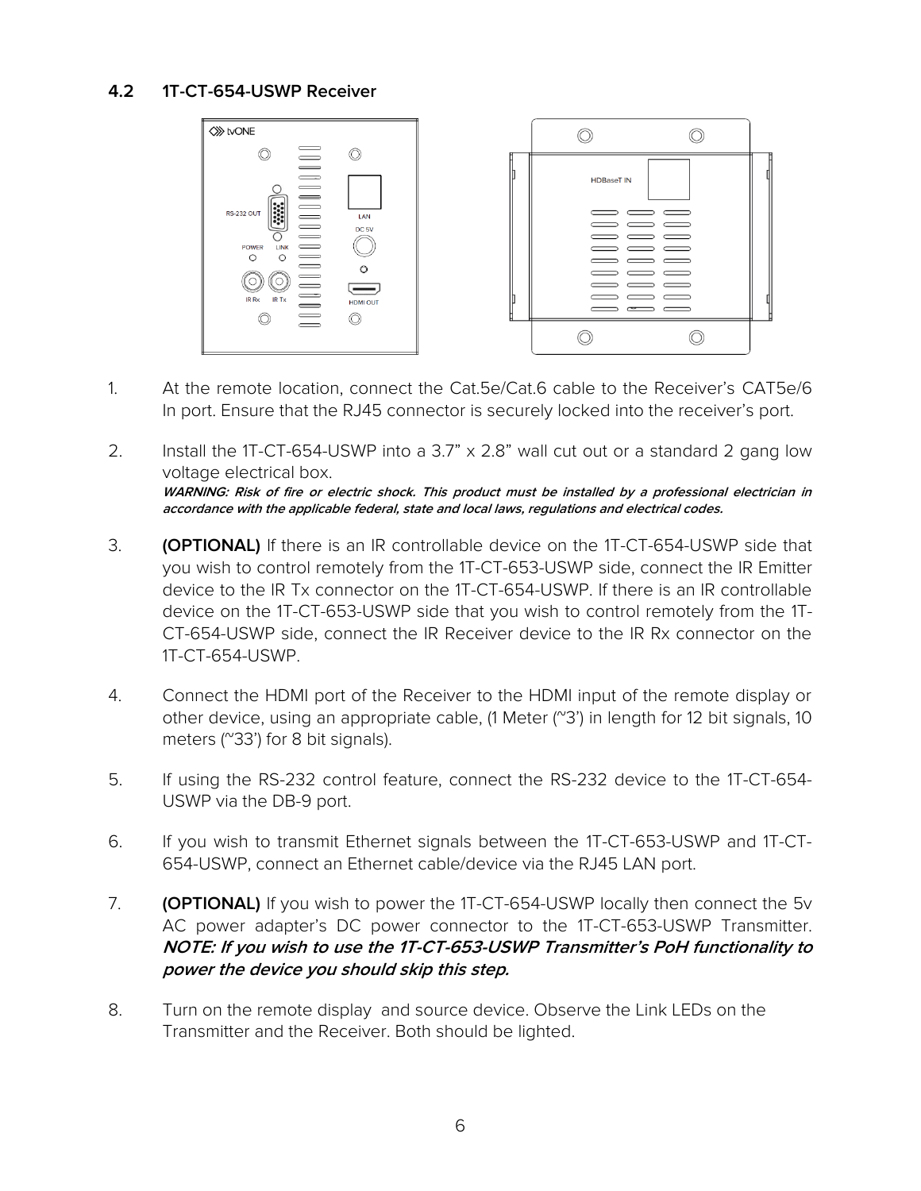## 4.2 1T-CT-654-USWP Receiver

1. At the remote location, connect the Cat.5e/Cat.6 cable to the Receiver's CAT5e/6 In port. Ensure that the RJ45 connector is securely locked into the receiver's port.

2. Install the 1T-CT-654-USWP into a 3.7" x 2.8" wall cut out or a standard 2 gang low voltage electrical box.
   ***WARNING: Risk of fire or electric shock. This product must be installed by a professional electrician in accordance with the applicable federal, state and local laws, regulations and electrical codes.***

3. **(OPTIONAL)** If there is an IR controllable device on the 1T-CT-654-USWP side that you wish to control remotely from the 1T-CT-653-USWP side, connect the IR Emitter device to the IR Tx connector on the 1T-CT-654-USWP. If there is an IR controllable device on the 1T-CT-653-USWP side that you wish to control remotely from the 1T-CT-654-USWP side, connect the IR Receiver device to the IR Rx connector on the 1T-CT-654-USWP.

4. Connect the HDMI port of the Receiver to the HDMI input of the remote display or other device, using an appropriate cable, (1 Meter (~3') in length for 12 bit signals, 10 meters (~33') for 8 bit signals).

5. If using the RS-232 control feature, connect the RS-232 device to the 1T-CT-654-USWP via the DB-9 port.

6. If you wish to transmit Ethernet signals between the 1T-CT-653-USWP and 1T-CT-654-USWP, connect an Ethernet cable/device via the RJ45 LAN port.

7. **(OPTIONAL)** If you wish to power the 1T-CT-654-USWP locally then connect the 5v AC power adapter's DC power connector to the 1T-CT-653-USWP Transmitter. ***NOTE: If you wish to use the 1T-CT-653-USWP Transmitter's PoH functionality to power the device you should skip this step.***

8. Turn on the remote display and source device. Observe the Link LEDs on the Transmitter and the Receiver. Both should be lighted.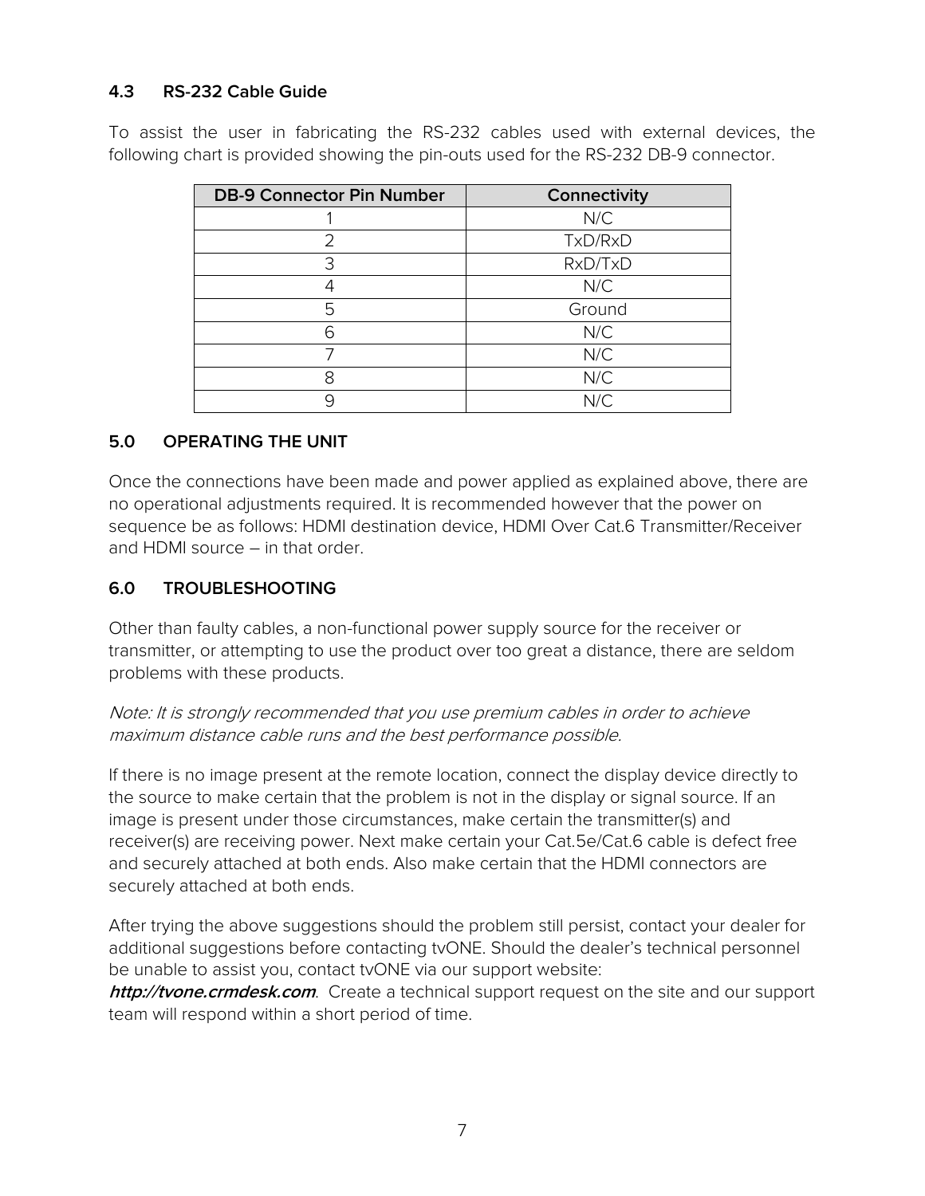### 4.3 RS-232 Cable Guide

To assist the user in fabricating the RS-232 cables used with external devices, the following chart is provided showing the pin-outs used for the RS-232 DB-9 connector.

| DB-9 Connector Pin Number | Connectivity |
|---|---|
| 1 | N/C |
| 2 | TxD/RxD |
| 3 | RxD/TxD |
| 4 | N/C |
| 5 | Ground |
| 6 | N/C |
| 7 | N/C |
| 8 | N/C |
| 9 | N/C |

## 5.0 OPERATING THE UNIT

Once the connections have been made and power applied as explained above, there are no operational adjustments required. It is recommended however that the power on sequence be as follows: HDMI destination device, HDMI Over Cat.6 Transmitter/Receiver and HDMI source – in that order.

## 6.0 TROUBLESHOOTING

Other than faulty cables, a non-functional power supply source for the receiver or transmitter, or attempting to use the product over too great a distance, there are seldom problems with these products.

*Note: It is strongly recommended that you use premium cables in order to achieve maximum distance cable runs and the best performance possible.*

If there is no image present at the remote location, connect the display device directly to the source to make certain that the problem is not in the display or signal source. If an image is present under those circumstances, make certain the transmitter(s) and receiver(s) are receiving power. Next make certain your Cat.5e/Cat.6 cable is defect free and securely attached at both ends. Also make certain that the HDMI connectors are securely attached at both ends.

After trying the above suggestions should the problem still persist, contact your dealer for additional suggestions before contacting tvONE. Should the dealer's technical personnel be unable to assist you, contact tvONE via our support website: ***http://tvone.crmdesk.com***. Create a technical support request on the site and our support team will respond within a short period of time.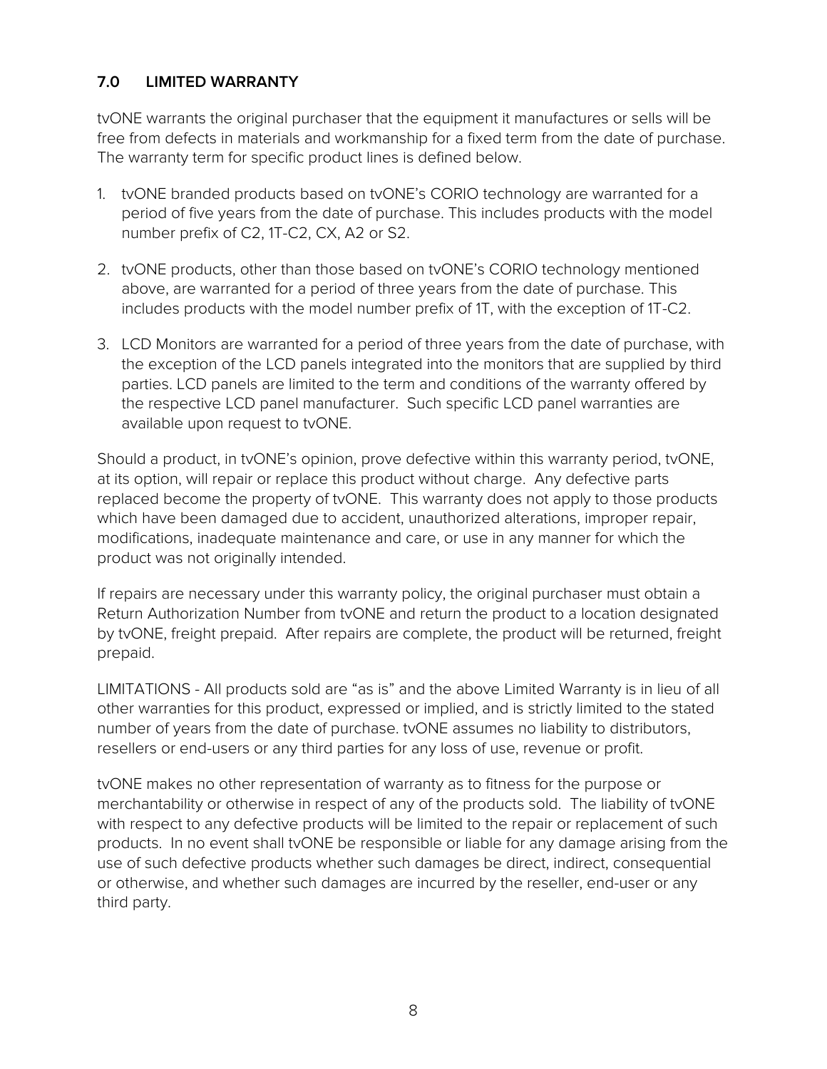## 7.0 LIMITED WARRANTY

tvONE warrants the original purchaser that the equipment it manufactures or sells will be free from defects in materials and workmanship for a fixed term from the date of purchase. The warranty term for specific product lines is defined below.

1. tvONE branded products based on tvONE's CORIO technology are warranted for a period of five years from the date of purchase. This includes products with the model number prefix of C2, 1T-C2, CX, A2 or S2.

2. tvONE products, other than those based on tvONE's CORIO technology mentioned above, are warranted for a period of three years from the date of purchase. This includes products with the model number prefix of 1T, with the exception of 1T-C2.

3. LCD Monitors are warranted for a period of three years from the date of purchase, with the exception of the LCD panels integrated into the monitors that are supplied by third parties. LCD panels are limited to the term and conditions of the warranty offered by the respective LCD panel manufacturer. Such specific LCD panel warranties are available upon request to tvONE.

Should a product, in tvONE's opinion, prove defective within this warranty period, tvONE, at its option, will repair or replace this product without charge. Any defective parts replaced become the property of tvONE. This warranty does not apply to those products which have been damaged due to accident, unauthorized alterations, improper repair, modifications, inadequate maintenance and care, or use in any manner for which the product was not originally intended.

If repairs are necessary under this warranty policy, the original purchaser must obtain a Return Authorization Number from tvONE and return the product to a location designated by tvONE, freight prepaid. After repairs are complete, the product will be returned, freight prepaid.

LIMITATIONS - All products sold are "as is" and the above Limited Warranty is in lieu of all other warranties for this product, expressed or implied, and is strictly limited to the stated number of years from the date of purchase. tvONE assumes no liability to distributors, resellers or end-users or any third parties for any loss of use, revenue or profit.

tvONE makes no other representation of warranty as to fitness for the purpose or merchantability or otherwise in respect of any of the products sold. The liability of tvONE with respect to any defective products will be limited to the repair or replacement of such products. In no event shall tvONE be responsible or liable for any damage arising from the use of such defective products whether such damages be direct, indirect, consequential or otherwise, and whether such damages are incurred by the reseller, end-user or any third party.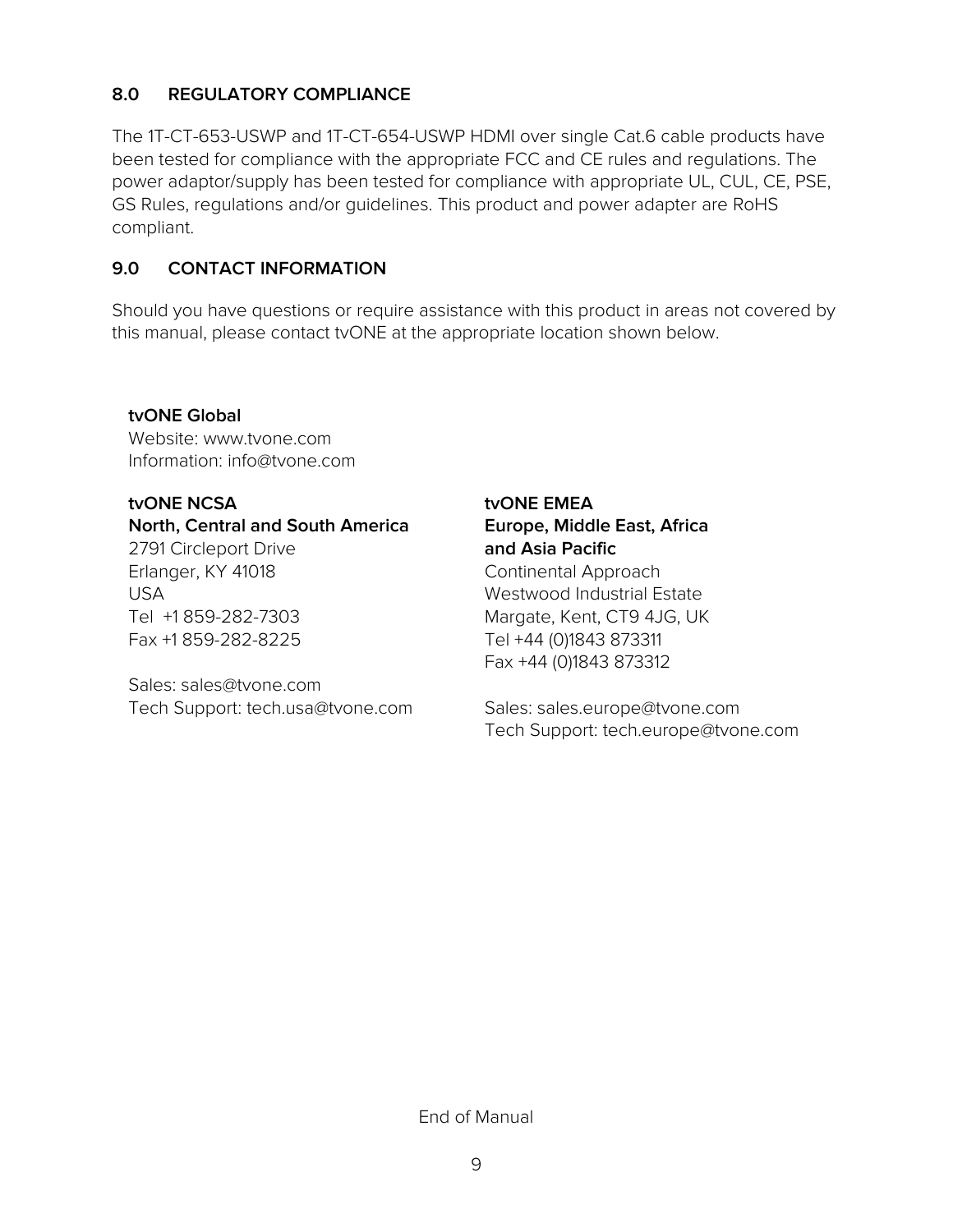## 8.0 REGULATORY COMPLIANCE

The 1T-CT-653-USWP and 1T-CT-654-USWP HDMI over single Cat.6 cable products have been tested for compliance with the appropriate FCC and CE rules and regulations. The power adaptor/supply has been tested for compliance with appropriate UL, CUL, CE, PSE, GS Rules, regulations and/or guidelines. This product and power adapter are RoHS compliant.

## 9.0 CONTACT INFORMATION

Should you have questions or require assistance with this product in areas not covered by this manual, please contact tvONE at the appropriate location shown below.

**tvONE Global**
Website: www.tvone.com
Information: info@tvone.com

**tvONE NCSA**
**North, Central and South America**
2791 Circleport Drive
Erlanger, KY 41018
USA
Tel +1 859-282-7303
Fax +1 859-282-8225

Sales: sales@tvone.com
Tech Support: tech.usa@tvone.com

**tvONE EMEA**
**Europe, Middle East, Africa and Asia Pacific**
Continental Approach
Westwood Industrial Estate
Margate, Kent, CT9 4JG, UK
Tel +44 (0)1843 873311
Fax +44 (0)1843 873312

Sales: sales.europe@tvone.com
Tech Support: tech.europe@tvone.com

End of Manual